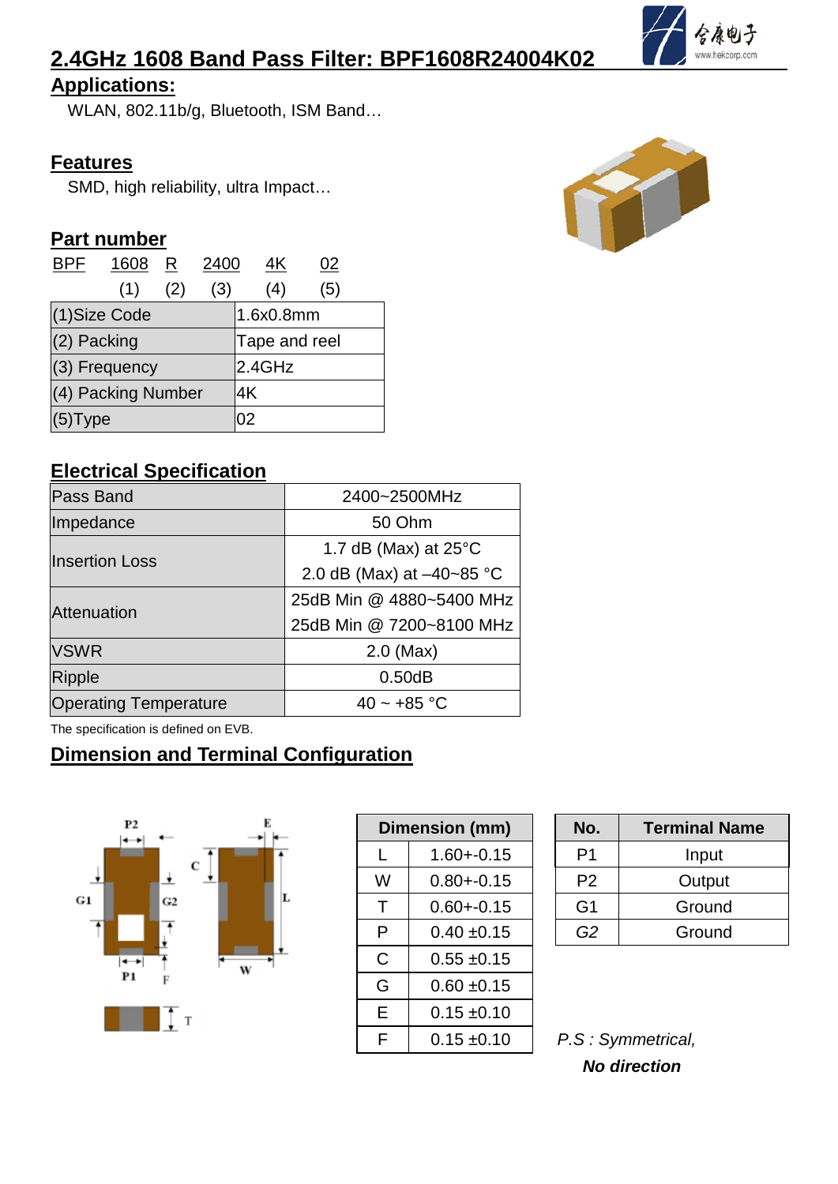# 2.4GHz 1608 Band Pass Filter: BPF1608R24004K02

## Applications:

WLAN, 802.11b/g, Bluetooth, ISM Band…

## Features

SMD, high reliability, ultra Impact…

## Part number

BPF 1608 R 2400 4K 02
(1) (2) (3) (4) (5)

| | |
|---|---|
| (1)Size Code | 1.6x0.8mm |
| (2) Packing | Tape and reel |
| (3) Frequency | 2.4GHz |
| (4) Packing Number | 4K |
| (5)Type | 02 |

## Electrical Specification

| | |
|---|---|
| Pass Band | 2400~2500MHz |
| Impedance | 50 Ohm |
| Insertion Loss | 1.7 dB (Max) at 25°C<br>2.0 dB (Max) at –40~85 °C |
| Attenuation | 25dB Min @ 4880~5400 MHz<br>25dB Min @ 7200~8100 MHz |
| VSWR | 2.0 (Max) |
| Ripple | 0.50dB |
| Operating Temperature | 40 ~ +85 °C |

The specification is defined on EVB.

## Dimension and Terminal Configuration

| Dimension (mm) | |
|---|---|
| L | 1.60+-0.15 |
| W | 0.80+-0.15 |
| T | 0.60+-0.15 |
| P | 0.40 ±0.15 |
| C | 0.55 ±0.15 |
| G | 0.60 ±0.15 |
| E | 0.15 ±0.10 |
| F | 0.15 ±0.10 |

| No. | Terminal Name |
|---|---|
| P1 | Input |
| P2 | Output |
| G1 | Ground |
| G2 | Ground |

*P.S : Symmetrical,*
***No direction***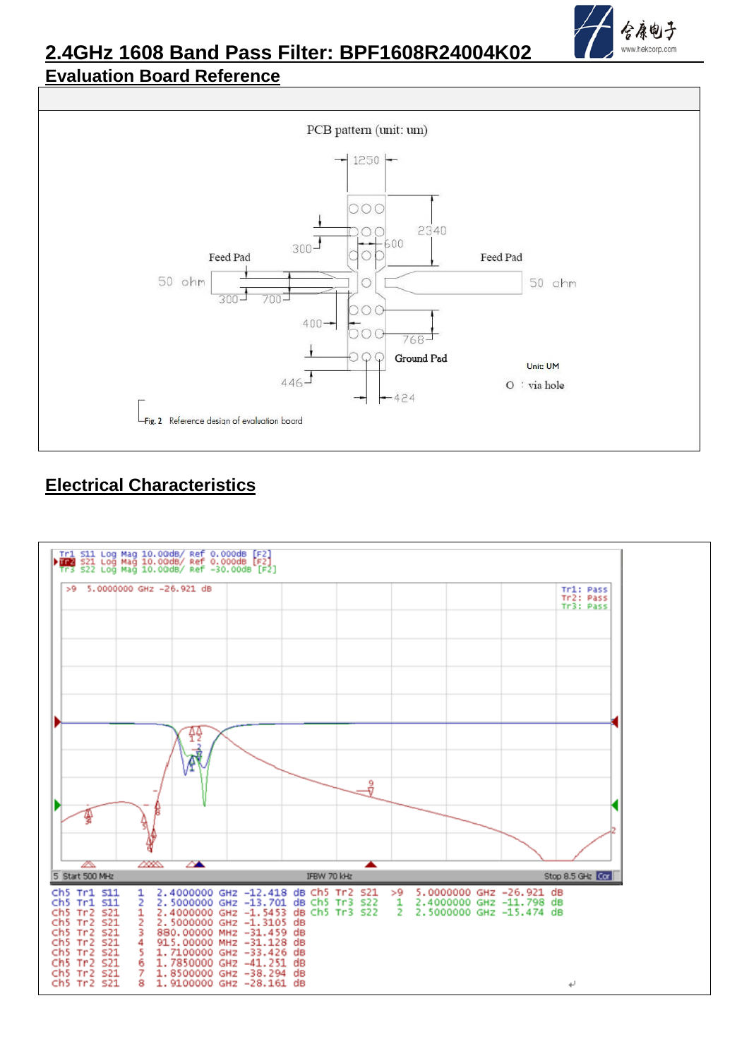# 2.4GHz 1608 Band Pass Filter: BPF1608R24004K02

## Evaluation Board Reference

PCB pattern (unit: um)

1250

2340

600

300

Feed Pad

Feed Pad

50 ohm

50 ohm

300

700

400

768

Ground Pad

Unit: UM

446

O : via hole

424

Fig. 2 Reference design of evaluation board

## Electrical Characteristics

Tr1 S11 Log Mag 10.00dB/ Ref 0.000dB [F2]
Tr2 S21 Log Mag 10.00dB/ Ref 0.000dB [F2]
Tr3 S22 Log Mag 10.00dB/ Ref -30.00dB [F2]

>9 5.0000000 GHz -26.921 dB

Tr1: Pass
Tr2: Pass
Tr3: Pass

5 Start 500 MHz IFBW 70 kHz Stop 8.5 GHz

```
Ch5 Tr1 S11  1  2.4000000 GHz -12.418 dB  Ch5 Tr2 S21  >9  5.0000000 GHz -26.921 dB
Ch5 Tr1 S11  2  2.5000000 GHz -13.701 dB  Ch5 Tr3 S22   1  2.4000000 GHz -11.798 dB
Ch5 Tr2 S21  1  2.4000000 GHz -1.5453 dB  Ch5 Tr3 S22   2  2.5000000 GHz -15.474 dB
Ch5 Tr2 S21  2  2.5000000 GHz -1.3105 dB
Ch5 Tr2 S21  3  880.00000 MHz -31.459 dB
Ch5 Tr2 S21  4  915.00000 MHz -31.128 dB
Ch5 Tr2 S21  5  1.7100000 GHz -33.426 dB
Ch5 Tr2 S21  6  1.7850000 GHz -41.251 dB
Ch5 Tr2 S21  7  1.8500000 GHz -38.294 dB
Ch5 Tr2 S21  8  1.9100000 GHz -28.161 dB
```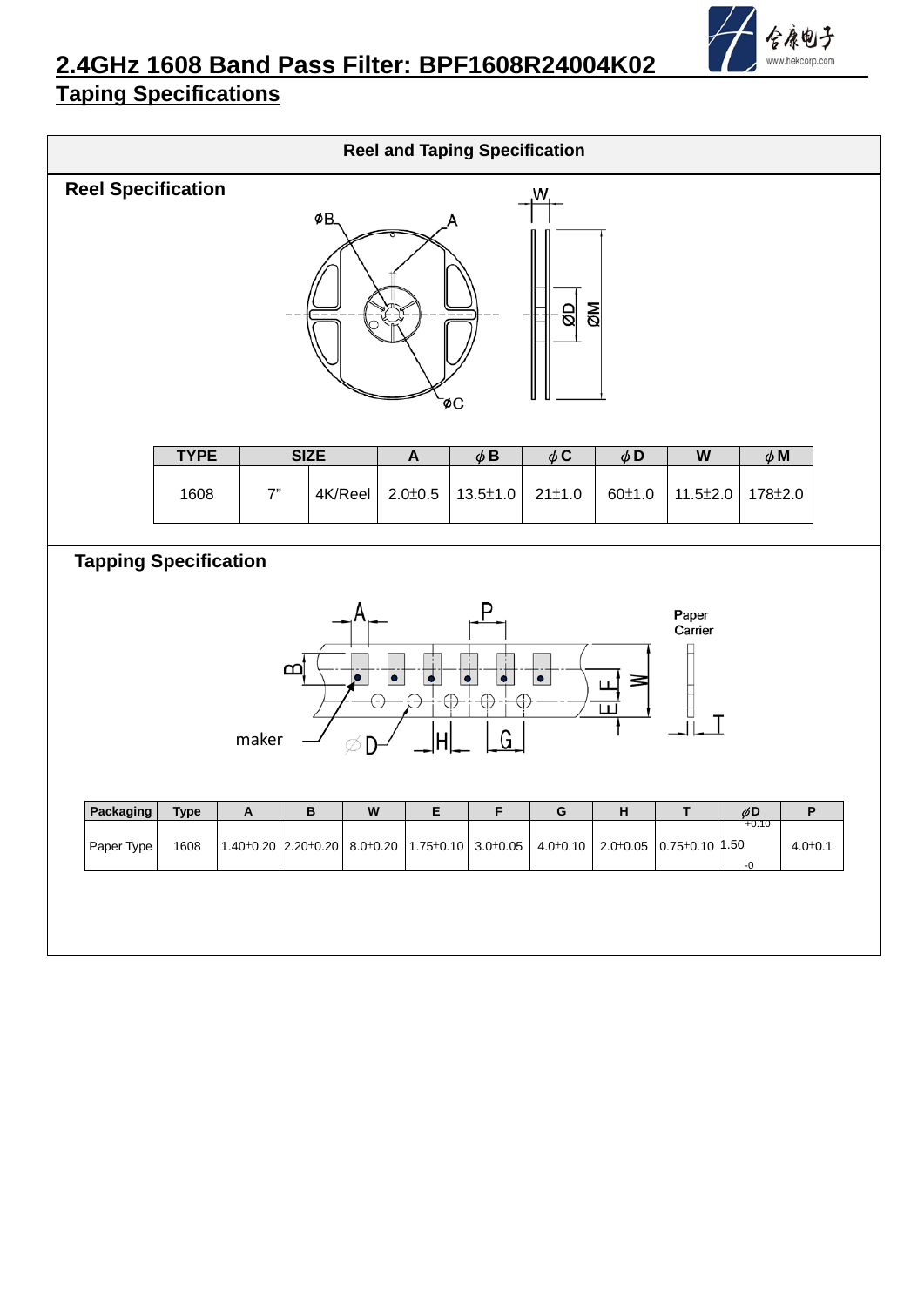# 2.4GHz 1608 Band Pass Filter: BPF1608R24004K02

## Taping Specifications

### Reel and Taping Specification

#### Reel Specification

| TYPE | SIZE | | A | ϕB | ϕC | ϕD | W | ϕM |
|---|---|---|---|---|---|---|---|---|
| 1608 | 7" | 4K/Reel | 2.0±0.5 | 13.5±1.0 | 21±1.0 | 60±1.0 | 11.5±2.0 | 178±2.0 |

#### Tapping Specification

| Packaging | Type | A | B | W | E | F | G | H | T | ϕD | P |
|---|---|---|---|---|---|---|---|---|---|---|---|
| Paper Type | 1608 | 1.40±0.20 | 2.20±0.20 | 8.0±0.20 | 1.75±0.10 | 3.0±0.05 | 4.0±0.10 | 2.0±0.05 | 0.75±0.10 | $1.50^{+0.10}_{-0}$ | 4.0±0.1 |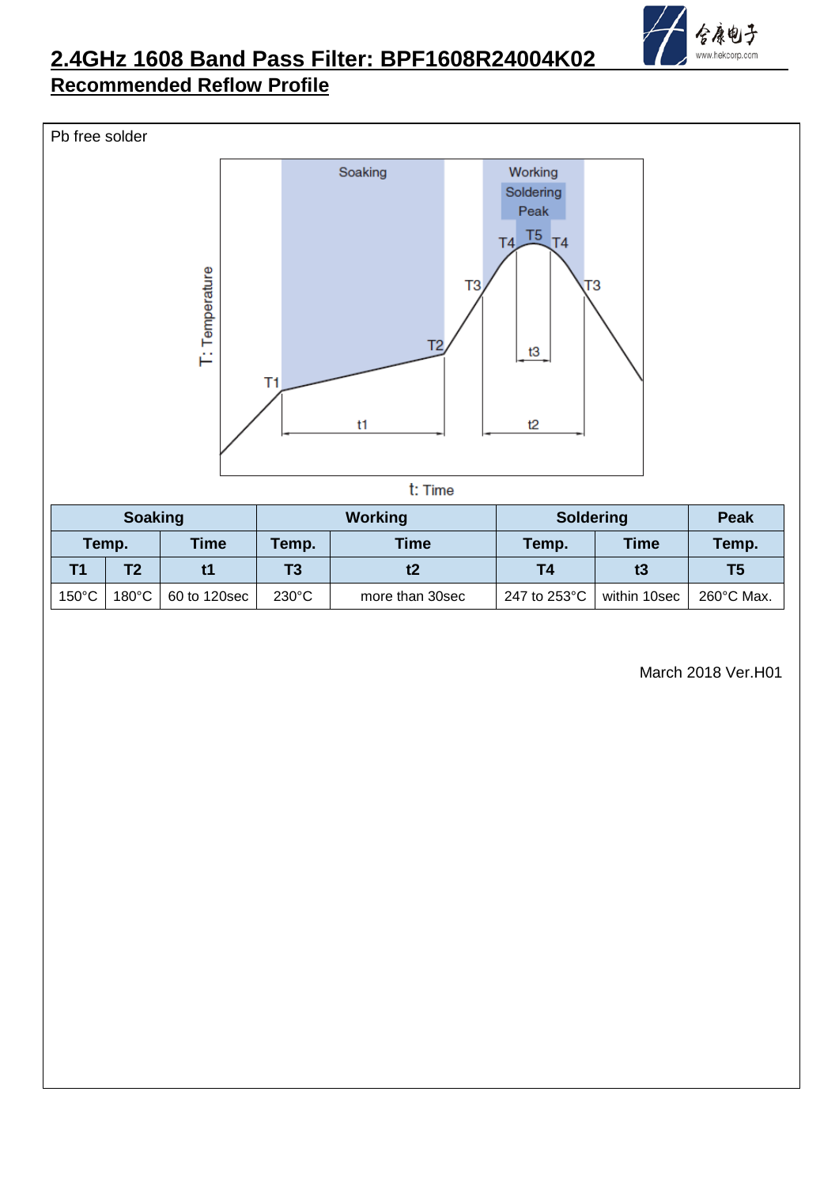# 2.4GHz 1608 Band Pass Filter: BPF1608R24004K02

## Recommended Reflow Profile

Pb free solder

Soaking

Working

Soldering

Peak

T5

T4

T4

T3

T3

T2

T1

t3

t1

t2

T: Temperature

t: Time

| Soaking | | | Working | | Soldering | | Peak |
|---|---|---|---|---|---|---|---|
| Temp. | | Time | Temp. | Time | Temp. | Time | Temp. |
| **T1** | **T2** | **t1** | **T3** | **t2** | **T4** | **t3** | **T5** |
| 150°C | 180°C | 60 to 120sec | 230°C | more than 30sec | 247 to 253°C | within 10sec | 260°C Max. |

March 2018 Ver.H01